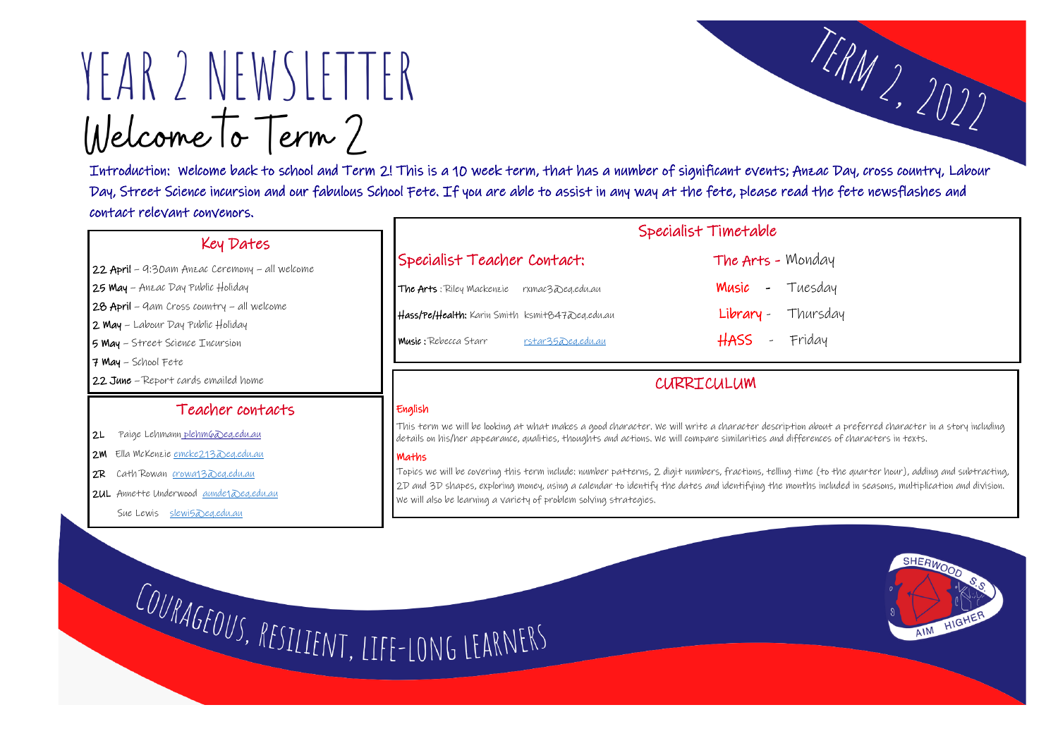# YEAR 2 NEWSLETTER

TERM 2, 2022

## Welcome to Term 2

Introduction: Welcome back to school and Term 2! This is a 10 week term, that has a number of significant events; Anzac Day, cross country, Labour Day, Street Science incursion and our fabulous School Fete. If you are able to assist in any way at the fete, please read the fete newsflashes and contact relevant convenors.

### Key Dates

**22 April** – 9:30am Anzac Ceremony – all welcome
**25 May** – Anzac Day Public Holiday
**28 April** – 9am Cross country – all welcome
**2 May** – Labour Day Public Holiday
**5 May** – Street Science Incursion
**7 May** – School Fete
**22 June** – Report cards emailed home

### Teacher contacts

**2L** Paige Lehmann plehm6@eq.edu.au
**2M** Ella McKenzie emcke213@eq.edu.au
**2R** Cath Rowan crowa13@eq.edu.au
**2UL** Annette Underwood aunde1@eq.edu.au
Sue Lewis slewi5@eq.edu.au

### Specialist Timetable

**Specialist Teacher Contact:**

**The Arts**: Riley Mackenzie rxmac3@eq.edu.au
**Hass/Pe/Health:** Karin Smith ksmit847@eq.edu.au
**Music**: Rebecca Starr rstar35@eq.edu.au

The Arts - Monday
Music - Tuesday
Library - Thursday
HASS - Friday

### CURRICULUM

**English**

This term we will be looking at what makes a good character. We will write a character description about a preferred character in a story including details on his/her appearance, qualities, thoughts and actions. We will compare similarities and differences of characters in texts.

**Maths**

Topics we will be covering this term include: number patterns, 2 digit numbers, fractions, telling time (to the quarter hour), adding and subtracting, 2D and 3D shapes, exploring money, using a calendar to identify the dates and identifying the months included in seasons, multiplication and division. We will also be learning a variety of problem solving strategies.

COURAGEOUS, RESILIENT, LIFE-LONG LEARNERS

SHERWOOD S.S. AIM HIGHER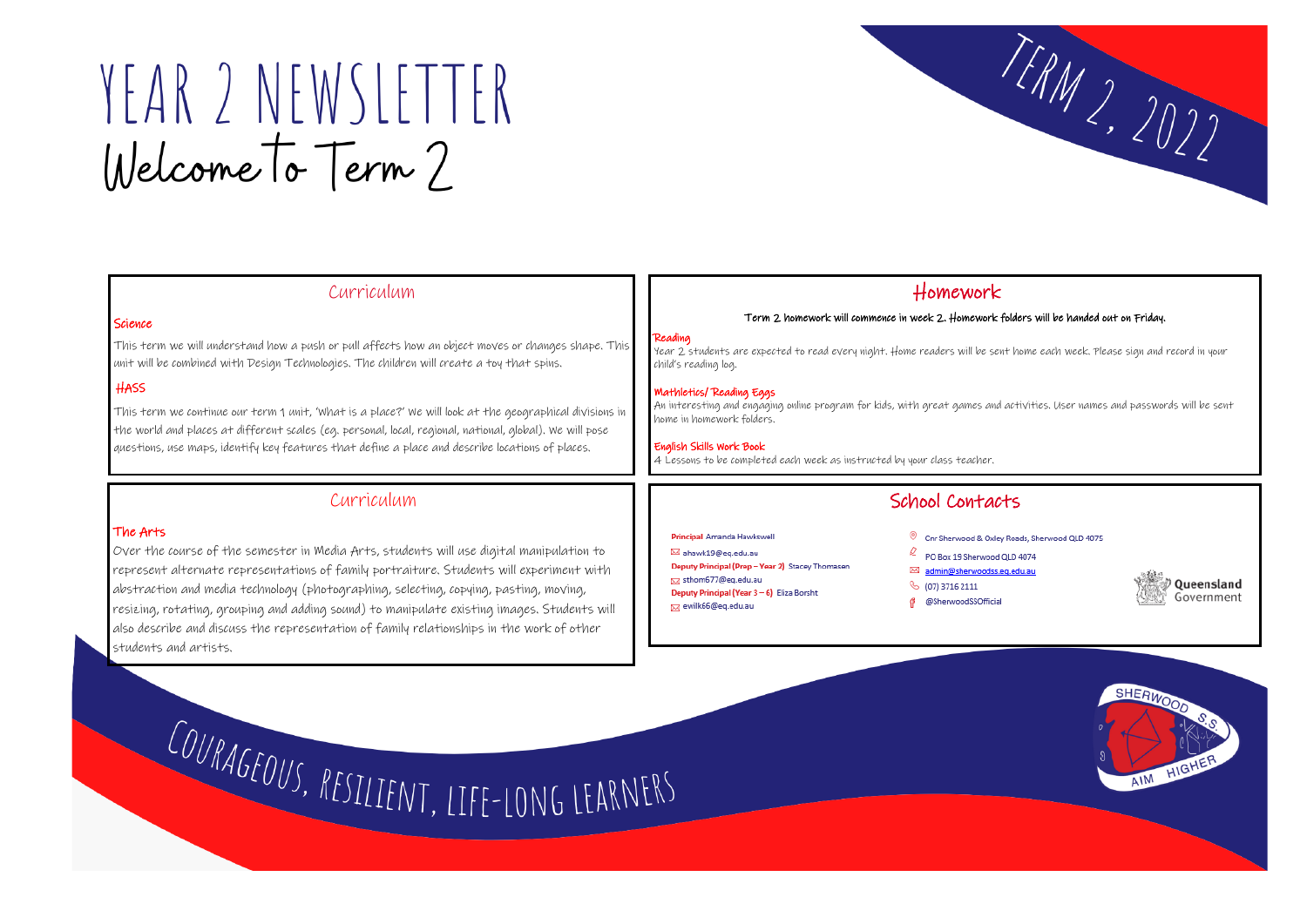# YEAR 2 NEWSLETTER

## Welcome to Term 2

TERM 2, 2022

## Curriculum

### Science

This term we will understand how a push or pull affects how an object moves or changes shape. This unit will be combined with Design Technologies. The children will create a toy that spins.

### HASS

This term we continue our term 1 unit, 'What is a place?' We will look at the geographical divisions in the world and places at different scales (eg. personal, local, regional, national, global). We will pose questions, use maps, identify key features that define a place and describe locations of places.

## Curriculum

### The Arts

Over the course of the semester in Media Arts, students will use digital manipulation to represent alternate representations of family portraiture. Students will experiment with abstraction and media technology (photographing, selecting, copying, pasting, moving, resizing, rotating, grouping and adding sound) to manipulate existing images. Students will also describe and discuss the representation of family relationships in the work of other students and artists.

## Homework

**Term 2 homework will commence in week 2. Homework folders will be handed out on Friday.**

### Reading

Year 2 students are expected to read every night. Home readers will be sent home each week. Please sign and record in your child's reading log.

### Mathletics/ Reading Eggs

An interesting and engaging online program for kids, with great games and activities. User names and passwords will be sent home in homework folders.

### English Skills Work Book

4 Lessons to be completed each week as instructed by your class teacher.

## School Contacts

**Principal** Amanda Hawkswell
ahawk19@eq.edu.au
**Deputy Principal (Prep – Year 2)** Stacey Thomasen
sthom677@eq.edu.au
**Deputy Principal (Year 3 – 6)** Eliza Borsht
ewilk66@eq.edu.au

Cnr Sherwood & Oxley Roads, Sherwood QLD 4075
PO Box 19 Sherwood QLD 4074
admin@sherwoodss.eq.edu.au
(07) 3716 2111
@SherwoodSSOfficial

Queensland Government

SHERWOOD S.S. AIM HIGHER

COURAGEOUS, RESILIENT, LIFE-LONG LEARNERS